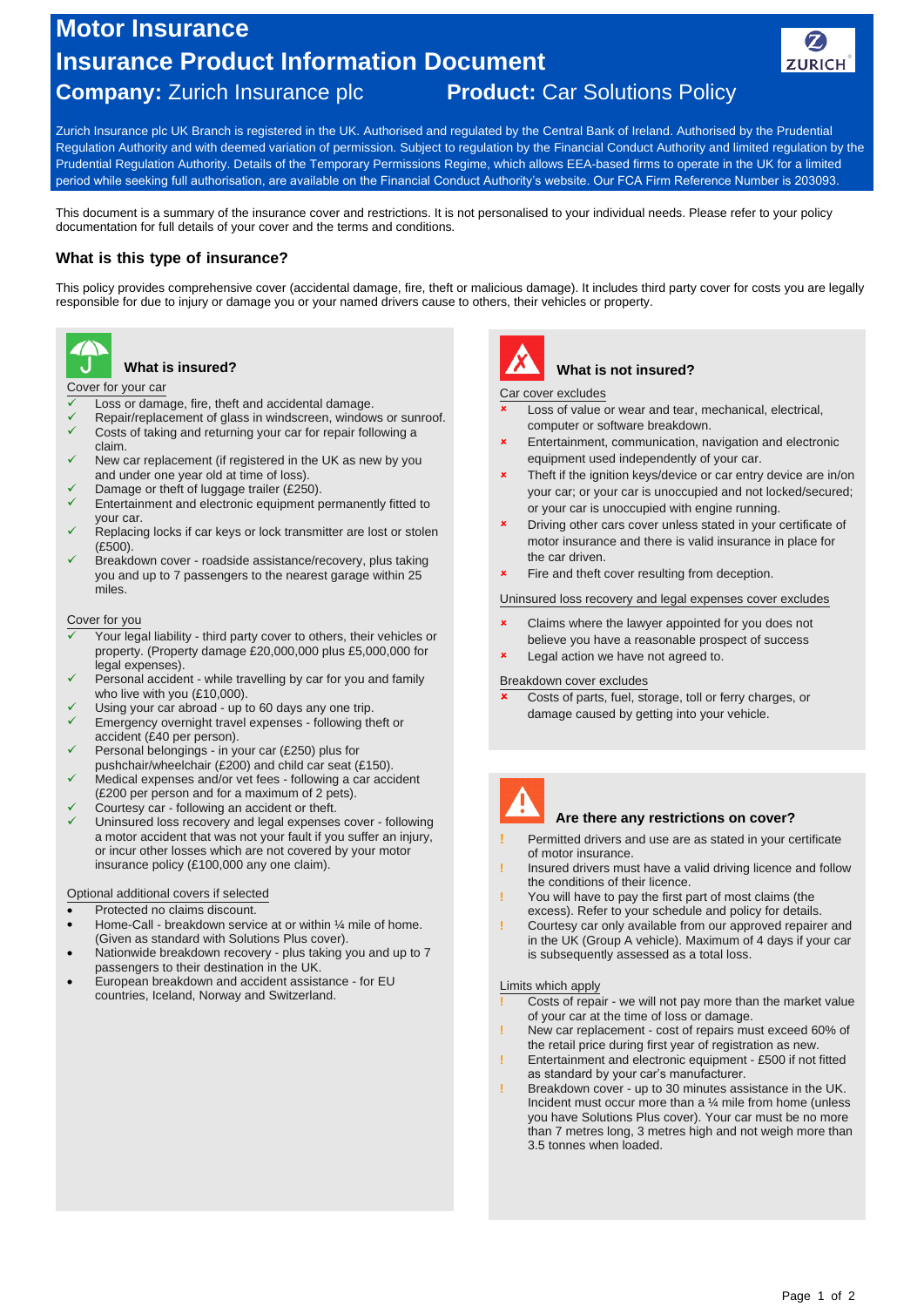# Motor Insurance

# Insurance Product Information Document

**Company:** Zurich Insurance plc **Product:** Car Solutions Policy

Zurich Insurance plc UK Branch is registered in the UK. Authorised and regulated by the Central Bank of Ireland. Authorised by the Prudential Regulation Authority and with deemed variation of permission. Subject to regulation by the Financial Conduct Authority and limited regulation by the Prudential Regulation Authority. Details of the Temporary Permissions Regime, which allows EEA-based firms to operate in the UK for a limited period while seeking full authorisation, are available on the Financial Conduct Authority's website. Our FCA Firm Reference Number is 203093.

This document is a summary of the insurance cover and restrictions. It is not personalised to your individual needs. Please refer to your policy documentation for full details of your cover and the terms and conditions.

## What is this type of insurance?

This policy provides comprehensive cover (accidental damage, fire, theft or malicious damage). It includes third party cover for costs you are legally responsible for due to injury or damage you or your named drivers cause to others, their vehicles or property.

## What is insured?

Cover for your car

- ✓ Loss or damage, fire, theft and accidental damage.
- ✓ Repair/replacement of glass in windscreen, windows or sunroof.
- ✓ Costs of taking and returning your car for repair following a claim.
- ✓ New car replacement (if registered in the UK as new by you and under one year old at time of loss).
- ✓ Damage or theft of luggage trailer (£250).
- ✓ Entertainment and electronic equipment permanently fitted to your car.
- ✓ Replacing locks if car keys or lock transmitter are lost or stolen (£500).
- ✓ Breakdown cover - roadside assistance/recovery, plus taking you and up to 7 passengers to the nearest garage within 25 miles.

Cover for you

- ✓ Your legal liability - third party cover to others, their vehicles or property. (Property damage £20,000,000 plus £5,000,000 for legal expenses).
- ✓ Personal accident - while travelling by car for you and family who live with you (£10,000).
- ✓ Using your car abroad - up to 60 days any one trip.
- ✓ Emergency overnight travel expenses - following theft or accident (£40 per person).
- ✓ Personal belongings - in your car (£250) plus for pushchair/wheelchair (£200) and child car seat (£150).
- ✓ Medical expenses and/or vet fees - following a car accident (£200 per person and for a maximum of 2 pets).
- ✓ Courtesy car - following an accident or theft.
- ✓ Uninsured loss recovery and legal expenses cover - following a motor accident that was not your fault if you suffer an injury, or incur other losses which are not covered by your motor insurance policy (£100,000 any one claim).

Optional additional covers if selected

- Protected no claims discount.
- Home-Call - breakdown service at or within ¼ mile of home. (Given as standard with Solutions Plus cover).
- Nationwide breakdown recovery - plus taking you and up to 7 passengers to their destination in the UK.
- European breakdown and accident assistance - for EU countries, Iceland, Norway and Switzerland.

## What is not insured?

Car cover excludes

- ✗ Loss of value or wear and tear, mechanical, electrical, computer or software breakdown.
- ✗ Entertainment, communication, navigation and electronic equipment used independently of your car.
- ✗ Theft if the ignition keys/device or car entry device are in/on your car; or your car is unoccupied and not locked/secured; or your car is unoccupied with engine running.
- ✗ Driving other cars cover unless stated in your certificate of motor insurance and there is valid insurance in place for the car driven.
- ✗ Fire and theft cover resulting from deception.

Uninsured loss recovery and legal expenses cover excludes

- ✗ Claims where the lawyer appointed for you does not believe you have a reasonable prospect of success
- ✗ Legal action we have not agreed to.

Breakdown cover excludes

- ✗ Costs of parts, fuel, storage, toll or ferry charges, or damage caused by getting into your vehicle.

## Are there any restrictions on cover?

- ! Permitted drivers and use are as stated in your certificate of motor insurance.
- ! Insured drivers must have a valid driving licence and follow the conditions of their licence.
- ! You will have to pay the first part of most claims (the excess). Refer to your schedule and policy for details.
- ! Courtesy car only available from our approved repairer and in the UK (Group A vehicle). Maximum of 4 days if your car is subsequently assessed as a total loss.

Limits which apply

- ! Costs of repair - we will not pay more than the market value of your car at the time of loss or damage.
- ! New car replacement - cost of repairs must exceed 60% of the retail price during first year of registration as new.
- ! Entertainment and electronic equipment - £500 if not fitted as standard by your car's manufacturer.
- ! Breakdown cover - up to 30 minutes assistance in the UK. Incident must occur more than a ¼ mile from home (unless you have Solutions Plus cover). Your car must be no more than 7 metres long, 3 metres high and not weigh more than 3.5 tonnes when loaded.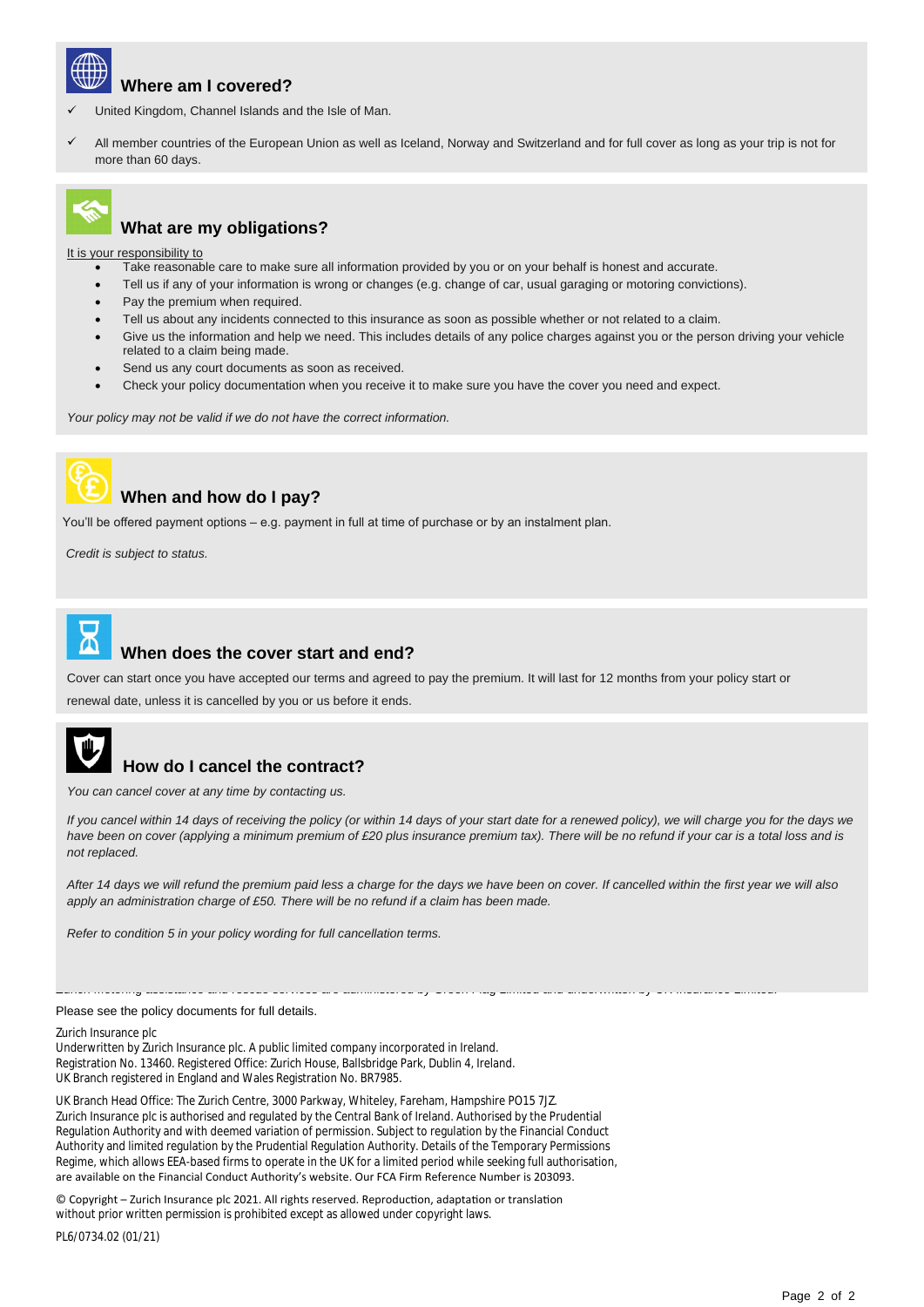## Where am I covered?

- ✓ United Kingdom, Channel Islands and the Isle of Man.
- ✓ All member countries of the European Union as well as Iceland, Norway and Switzerland and for full cover as long as your trip is not for more than 60 days.

## What are my obligations?

It is your responsibility to

- Take reasonable care to make sure all information provided by you or on your behalf is honest and accurate.
- Tell us if any of your information is wrong or changes (e.g. change of car, usual garaging or motoring convictions).
- Pay the premium when required.
- Tell us about any incidents connected to this insurance as soon as possible whether or not related to a claim.
- Give us the information and help we need. This includes details of any police charges against you or the person driving your vehicle related to a claim being made.
- Send us any court documents as soon as received.
- Check your policy documentation when you receive it to make sure you have the cover you need and expect.

*Your policy may not be valid if we do not have the correct information.*

## When and how do I pay?

You'll be offered payment options – e.g. payment in full at time of purchase or by an instalment plan.

*Credit is subject to status.*

## When does the cover start and end?

Cover can start once you have accepted our terms and agreed to pay the premium. It will last for 12 months from your policy start or renewal date, unless it is cancelled by you or us before it ends.

## How do I cancel the contract?

*You can cancel cover at any time by contacting us.*

*If you cancel within 14 days of receiving the policy (or within 14 days of your start date for a renewed policy), we will charge you for the days we have been on cover (applying a minimum premium of £20 plus insurance premium tax). There will be no refund if your car is a total loss and is not replaced.*

*After 14 days we will refund the premium paid less a charge for the days we have been on cover. If cancelled within the first year we will also apply an administration charge of £50. There will be no refund if a claim has been made.*

*Refer to condition 5 in your policy wording for full cancellation terms.*

Please see the policy documents for full details.

Zurich Insurance plc
Underwritten by Zurich Insurance plc. A public limited company incorporated in Ireland.
Registration No. 13460. Registered Office: Zurich House, Ballsbridge Park, Dublin 4, Ireland.
UK Branch registered in England and Wales Registration No. BR7985.

UK Branch Head Office: The Zurich Centre, 3000 Parkway, Whiteley, Fareham, Hampshire PO15 7JZ.
Zurich Insurance plc is authorised and regulated by the Central Bank of Ireland. Authorised by the Prudential Regulation Authority and with deemed variation of permission. Subject to regulation by the Financial Conduct Authority and limited regulation by the Prudential Regulation Authority. Details of the Temporary Permissions Regime, which allows EEA-based firms to operate in the UK for a limited period while seeking full authorisation, are available on the Financial Conduct Authority's website. Our FCA Firm Reference Number is 203093.

© Copyright – Zurich Insurance plc 2021. All rights reserved. Reproduction, adaptation or translation without prior written permission is prohibited except as allowed under copyright laws.

PL6/0734.02 (01/21)